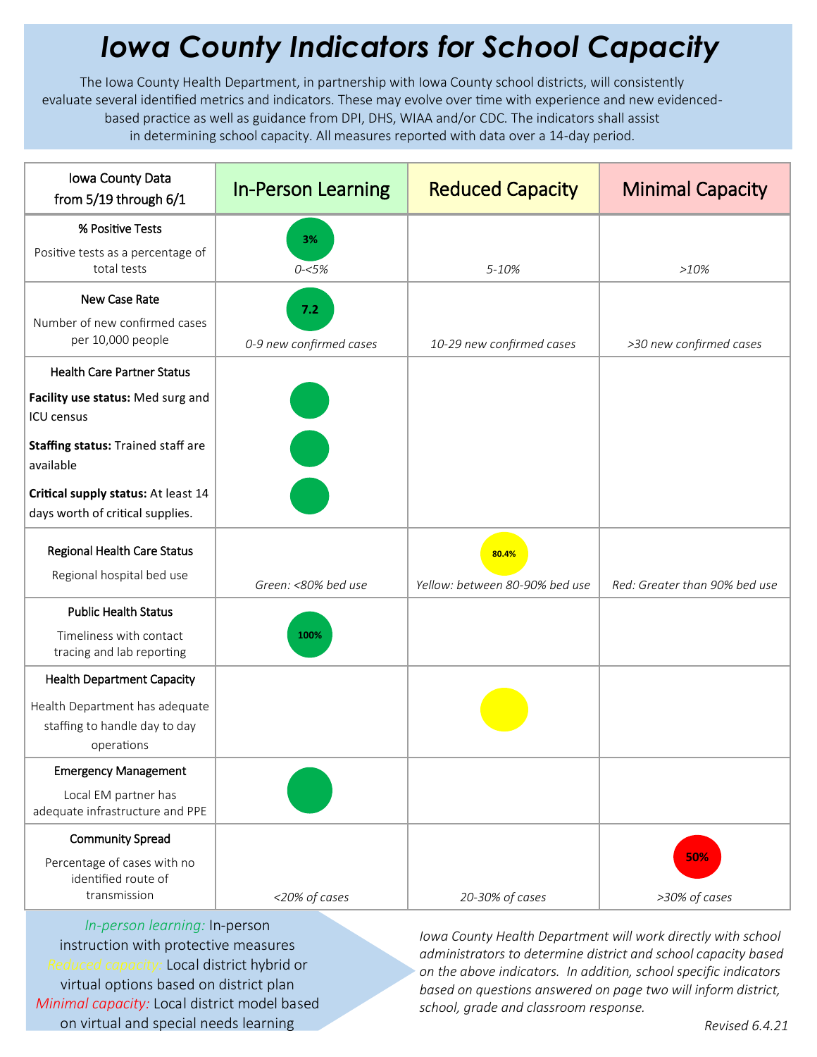# Iowa County Indicators for School Capacity

The Iowa County Health Department, in partnership with Iowa County school districts, will consistently evaluate several identified metrics and indicators. These may evolve over time with experience and new evidenced-based practice as well as guidance from DPI, DHS, WIAA and/or CDC. The indicators shall assist in determining school capacity. All measures reported with data over a 14-day period.

| Iowa County Data from 5/19 through 6/1 | In-Person Learning | Reduced Capacity | Minimal Capacity |
|---|---|---|---|
| **% Positive Tests** Positive tests as a percentage of total tests | 3% *0-<5%* | *5-10%* | *>10%* |
| **New Case Rate** Number of new confirmed cases per 10,000 people | 7.2 *0-9 new confirmed cases* | *10-29 new confirmed cases* | *>30 new confirmed cases* |
| **Health Care Partner Status** **Facility use status:** Med surg and ICU census; **Staffing status:** Trained staff are available; **Critical supply status:** At least 14 days worth of critical supplies. | ● ● ● | | |
| **Regional Health Care Status** Regional hospital bed use | *Green: <80% bed use* | 80.4% *Yellow: between 80-90% bed use* | *Red: Greater than 90% bed use* |
| **Public Health Status** Timeliness with contact tracing and lab reporting | 100% | | |
| **Health Department Capacity** Health Department has adequate staffing to handle day to day operations | | ● | |
| **Emergency Management** Local EM partner has adequate infrastructure and PPE | ● | | |
| **Community Spread** Percentage of cases with no identified route of transmission | *<20% of cases* | *20-30% of cases* | 50% *>30% of cases* |

*In-person learning:* In-person instruction with protective measures
*Reduced capacity:* Local district hybrid or virtual options based on district plan
*Minimal capacity:* Local district model based on virtual and special needs learning

*Iowa County Health Department will work directly with school administrators to determine district and school capacity based on the above indicators. In addition, school specific indicators based on questions answered on page two will inform district, school, grade and classroom response.*

*Revised 6.4.21*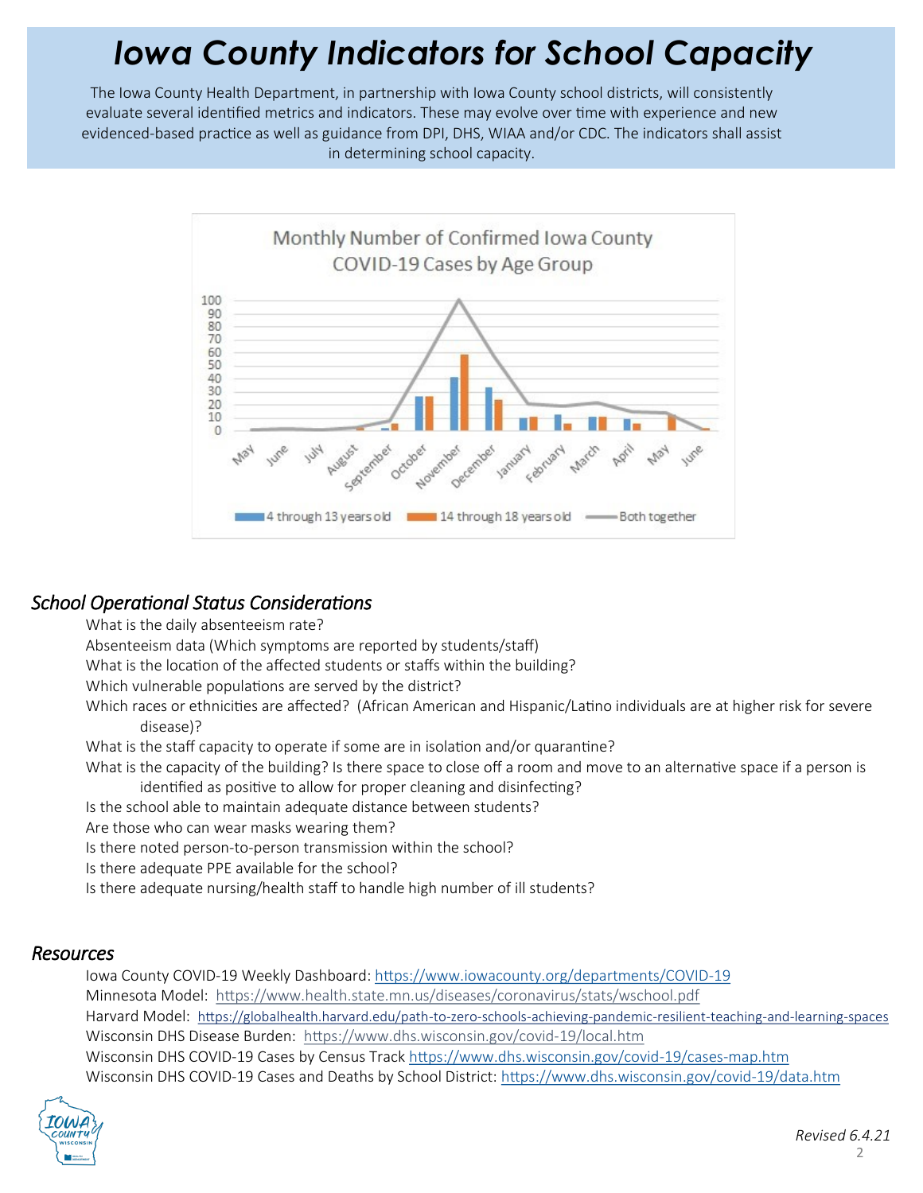# *Iowa County Indicators for School Capacity*

The Iowa County Health Department, in partnership with Iowa County school districts, will consistently evaluate several identified metrics and indicators. These may evolve over time with experience and new evidenced-based practice as well as guidance from DPI, DHS, WIAA and/or CDC. The indicators shall assist in determining school capacity.

Monthly Number of Confirmed Iowa County COVID-19 Cases by Age Group

100
90
80
70
60
50
40
30
20
10
0

May
June
July
August
September
October
November
December
January
February
March
April
May
June

4 through 13 years old
14 through 18 years old
Both together

## *School Operational Status Considerations*

What is the daily absenteeism rate?
Absenteeism data (Which symptoms are reported by students/staff)
What is the location of the affected students or staffs within the building?
Which vulnerable populations are served by the district?
Which races or ethnicities are affected? (African American and Hispanic/Latino individuals are at higher risk for severe disease)?
What is the staff capacity to operate if some are in isolation and/or quarantine?
What is the capacity of the building? Is there space to close off a room and move to an alternative space if a person is identified as positive to allow for proper cleaning and disinfecting?
Is the school able to maintain adequate distance between students?
Are those who can wear masks wearing them?
Is there noted person-to-person transmission within the school?
Is there adequate PPE available for the school?
Is there adequate nursing/health staff to handle high number of ill students?

## *Resources*

Iowa County COVID-19 Weekly Dashboard: https://www.iowacounty.org/departments/COVID-19
Minnesota Model: https://www.health.state.mn.us/diseases/coronavirus/stats/wschool.pdf
Harvard Model: https://globalhealth.harvard.edu/path-to-zero-schools-achieving-pandemic-resilient-teaching-and-learning-spaces
Wisconsin DHS Disease Burden: https://www.dhs.wisconsin.gov/covid-19/local.htm
Wisconsin DHS COVID-19 Cases by Census Track https://www.dhs.wisconsin.gov/covid-19/cases-map.htm
Wisconsin DHS COVID-19 Cases and Deaths by School District: https://www.dhs.wisconsin.gov/covid-19/data.htm

*Revised 6.4.21*